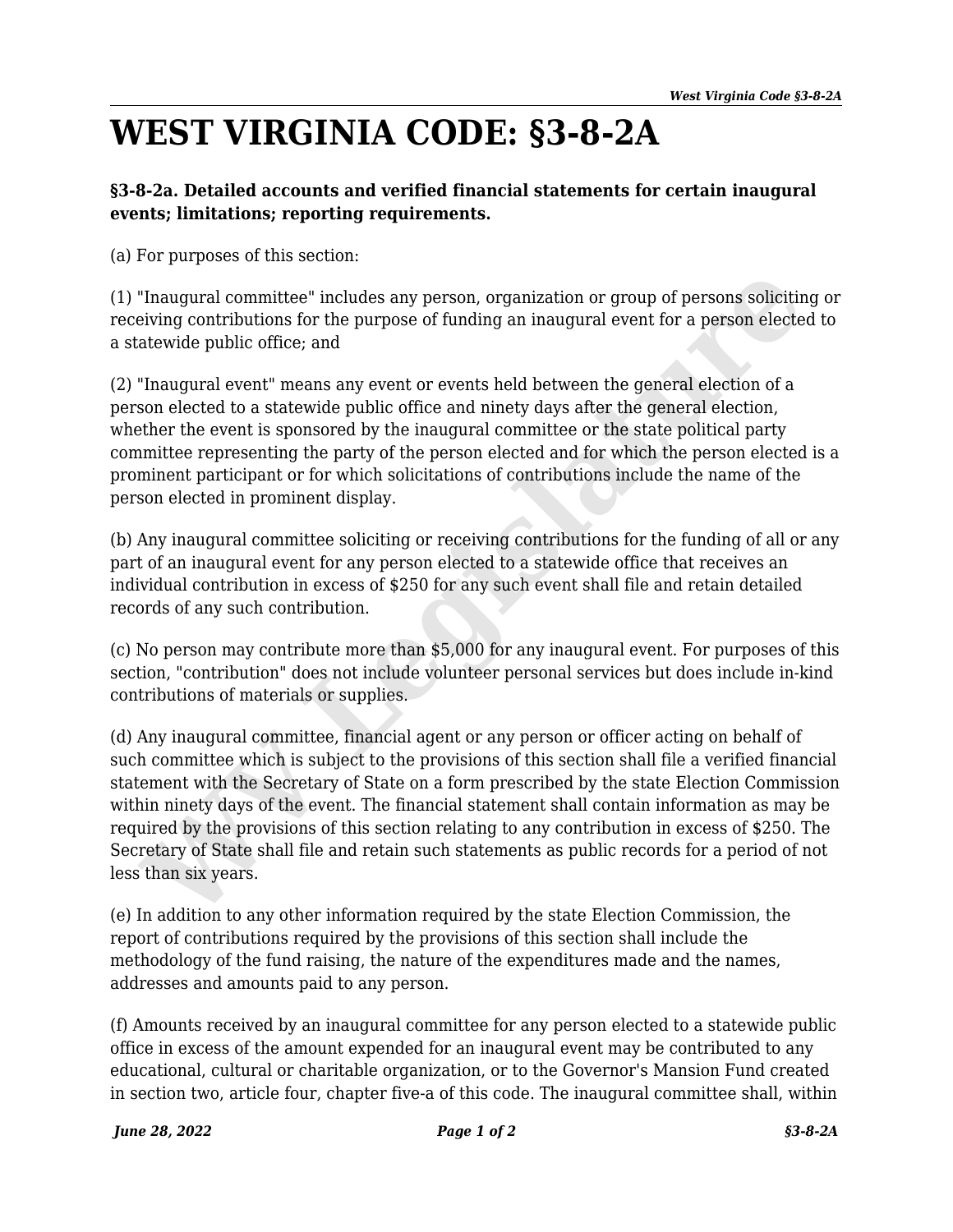# WEST VIRGINIA CODE: §3-8-2A

**§3-8-2a. Detailed accounts and verified financial statements for certain inaugural events; limitations; reporting requirements.**

(a) For purposes of this section:

(1) "Inaugural committee" includes any person, organization or group of persons soliciting or receiving contributions for the purpose of funding an inaugural event for a person elected to a statewide public office; and

(2) "Inaugural event" means any event or events held between the general election of a person elected to a statewide public office and ninety days after the general election, whether the event is sponsored by the inaugural committee or the state political party committee representing the party of the person elected and for which the person elected is a prominent participant or for which solicitations of contributions include the name of the person elected in prominent display.

(b) Any inaugural committee soliciting or receiving contributions for the funding of all or any part of an inaugural event for any person elected to a statewide office that receives an individual contribution in excess of $250 for any such event shall file and retain detailed records of any such contribution.

(c) No person may contribute more than $5,000 for any inaugural event. For purposes of this section, "contribution" does not include volunteer personal services but does include in-kind contributions of materials or supplies.

(d) Any inaugural committee, financial agent or any person or officer acting on behalf of such committee which is subject to the provisions of this section shall file a verified financial statement with the Secretary of State on a form prescribed by the state Election Commission within ninety days of the event. The financial statement shall contain information as may be required by the provisions of this section relating to any contribution in excess of $250. The Secretary of State shall file and retain such statements as public records for a period of not less than six years.

(e) In addition to any other information required by the state Election Commission, the report of contributions required by the provisions of this section shall include the methodology of the fund raising, the nature of the expenditures made and the names, addresses and amounts paid to any person.

(f) Amounts received by an inaugural committee for any person elected to a statewide public office in excess of the amount expended for an inaugural event may be contributed to any educational, cultural or charitable organization, or to the Governor's Mansion Fund created in section two, article four, chapter five-a of this code. The inaugural committee shall, within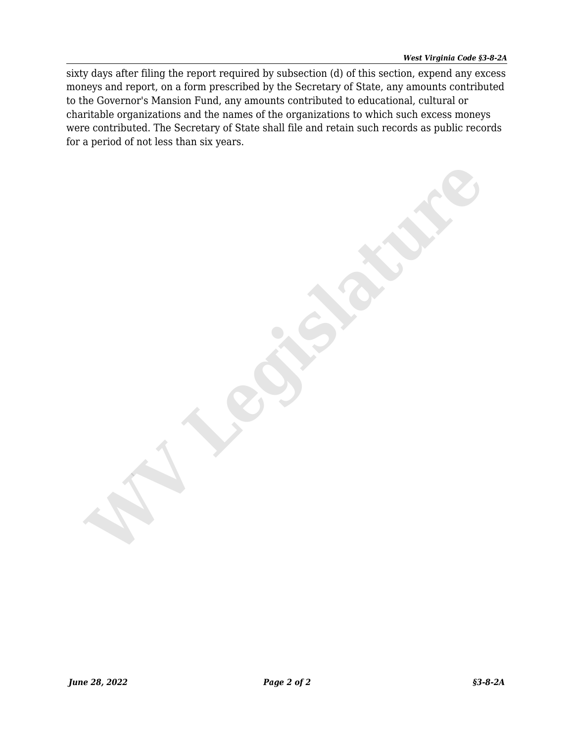sixty days after filing the report required by subsection (d) of this section, expend any excess moneys and report, on a form prescribed by the Secretary of State, any amounts contributed to the Governor's Mansion Fund, any amounts contributed to educational, cultural or charitable organizations and the names of the organizations to which such excess moneys were contributed. The Secretary of State shall file and retain such records as public records for a period of not less than six years.